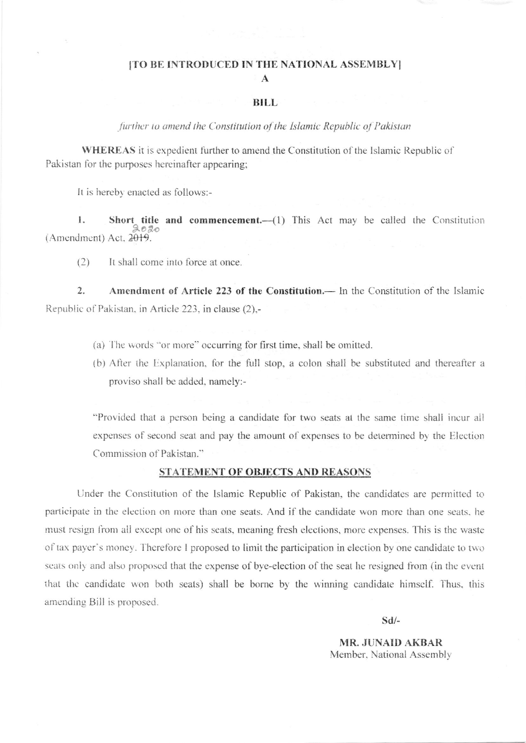**[TO BE INTRODUCED IN THE NATIONAL ASSEMBLY]**

**A**

**BILL**

*further to amend the Constitution of the Islamic Republic of Pakistan*

**WHEREAS** it is expedient further to amend the Constitution of the Islamic Republic of Pakistan for the purposes hereinafter appearing;

It is hereby enacted as follows:-

**1. Short title and commencement.**—(1) This Act may be called the Constitution (Amendment) Act, ~~2019~~ 2020.

(2) It shall come into force at once.

**2. Amendment of Article 223 of the Constitution.**— In the Constitution of the Islamic Republic of Pakistan, in Article 223, in clause (2),-

(a) The words "or more" occurring for first time, shall be omitted.

(b) After the Explanation, for the full stop, a colon shall be substituted and thereafter a proviso shall be added, namely:-

"Provided that a person being a candidate for two seats at the same time shall incur all expenses of second seat and pay the amount of expenses to be determined by the Election Commission of Pakistan."

## STATEMENT OF OBJECTS AND REASONS

Under the Constitution of the Islamic Republic of Pakistan, the candidates are permitted to participate in the election on more than one seats. And if the candidate won more than one seats, he must resign from all except one of his seats, meaning fresh elections, more expenses. This is the waste of tax payer's money. Therefore I proposed to limit the participation in election by one candidate to two seats only and also proposed that the expense of bye-election of the seat he resigned from (in the event that the candidate won both seats) shall be borne by the winning candidate himself. Thus, this amending Bill is proposed.

**Sd/-**

**MR. JUNAID AKBAR**
Member, National Assembly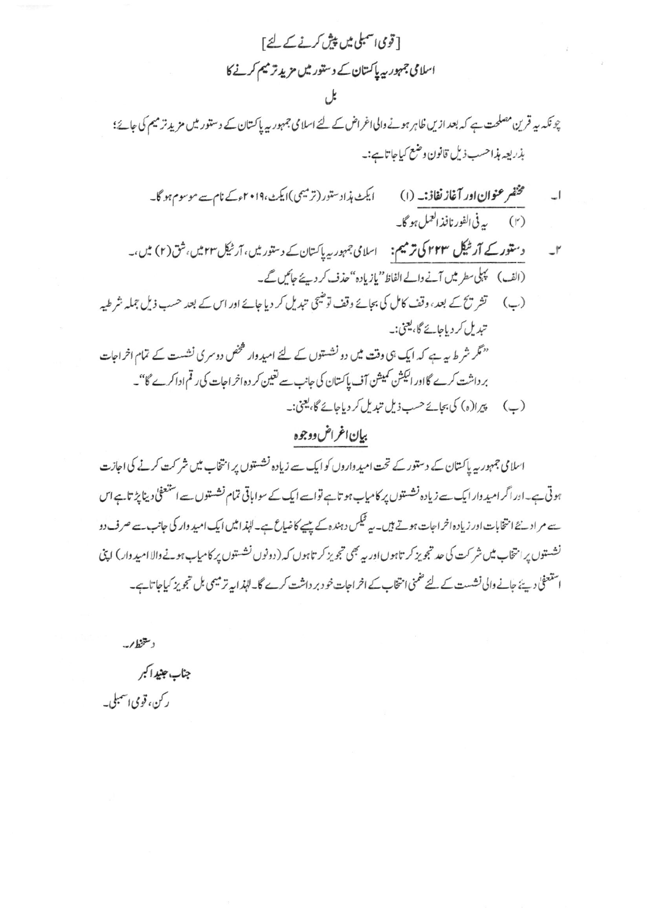[قومی اسمبلی میں پیش کرنے کے لئے]

## اسلامی جمہوریہ پاکستان کے دستور میں مزید ترمیم کرنے کا

## بل

چونکہ یہ قرین مصلحت ہے کہ بعد ازیں ظاہر ہونے والی اغراض کے لئے اسلامی جمہوریہ پاکستان کے دستور میں مزید ترمیم کی جائے؛

بذریعہ ہذا حسب ذیل قانون وضع کیا جاتا ہے:۔

۱۔ **مختصر عنوان اور آغاز نفاذ:۔** (۱) ایکٹ ہذا دستور (ترمیمی) ایکٹ، ۲۰۱۹ء کے نام سے موسوم ہو گا۔

(۲) یہ فی الفور نافذ العمل ہو گا۔

۲۔ **دستور کے آرٹیکل ۲۲۳ کی ترمیم:** اسلامی جمہوریہ پاکستان کے دستور میں، آرٹیکل ۲۳ میں، شق (۲) میں،۔

(الف) پہلی سطر میں آنے والے الفاظ "یا زیادہ" حذف کر دیئے جائیں گے۔

(ب) تشریح کے بعد، وقف کامل کی بجائے وقف توضیحی تبدیل کر دیا جائے اور اس کے بعد حسب ذیل جملہ شرطیہ تبدیل کر دیا جائے گا، یعنی:۔

"مگر شرط یہ ہے کہ ایک ہی وقت میں دو نشستوں کے لئے امیدوار شخص دوسری نشست کے تمام اخراجات برداشت کرے گا اور الیکشن کمیشن آف پاکستان کی جانب سے تعین کردہ اخراجات کی رقم ادا کرے گا"۔

(ب) پیرا (ہ) کی بجائے حسب ذیل تبدیل کر دیا جائے گا، یعنی:۔

## بیان اغراض ووجوہ

اسلامی جمہوریہ پاکستان کے دستور کے تحت امیدواروں کو ایک سے زیادہ نشستوں پر انتخاب میں شرکت کرنے کی اجازت ہوتی ہے۔ اب اگر امیدوار ایک سے زیادہ نشستوں پر کامیاب ہوتا ہے تو اسے ایک کے سوا باقی تمام نشستوں سے استعفیٰ دینا پڑتا ہے اس سے مراد نئے انتخابات اور زیادہ اخراجات ہوتے ہیں۔ یہ ٹیکس دہندہ کے پیسے کا ضیاع ہے۔ لہٰذا میں ایک امیدوار کی جانب سے صرف دو نشستوں پر انتخاب میں شرکت کی حد تجویز کرتا ہوں اور یہ بھی تجویز کرتا ہوں کہ (دونوں نشستوں پر کامیاب ہونے والا امیدوار) اپنی استعفیٰ دیئے جانے والی نشست کے لئے ضمنی انتخاب کے اخراجات خود برداشت کرے گا۔ لہٰذا یہ ترمیمی بل تجویز کیا جاتا ہے۔

دستخط/۔

جناب، جنید اکبر

رکن، قومی اسمبلی۔